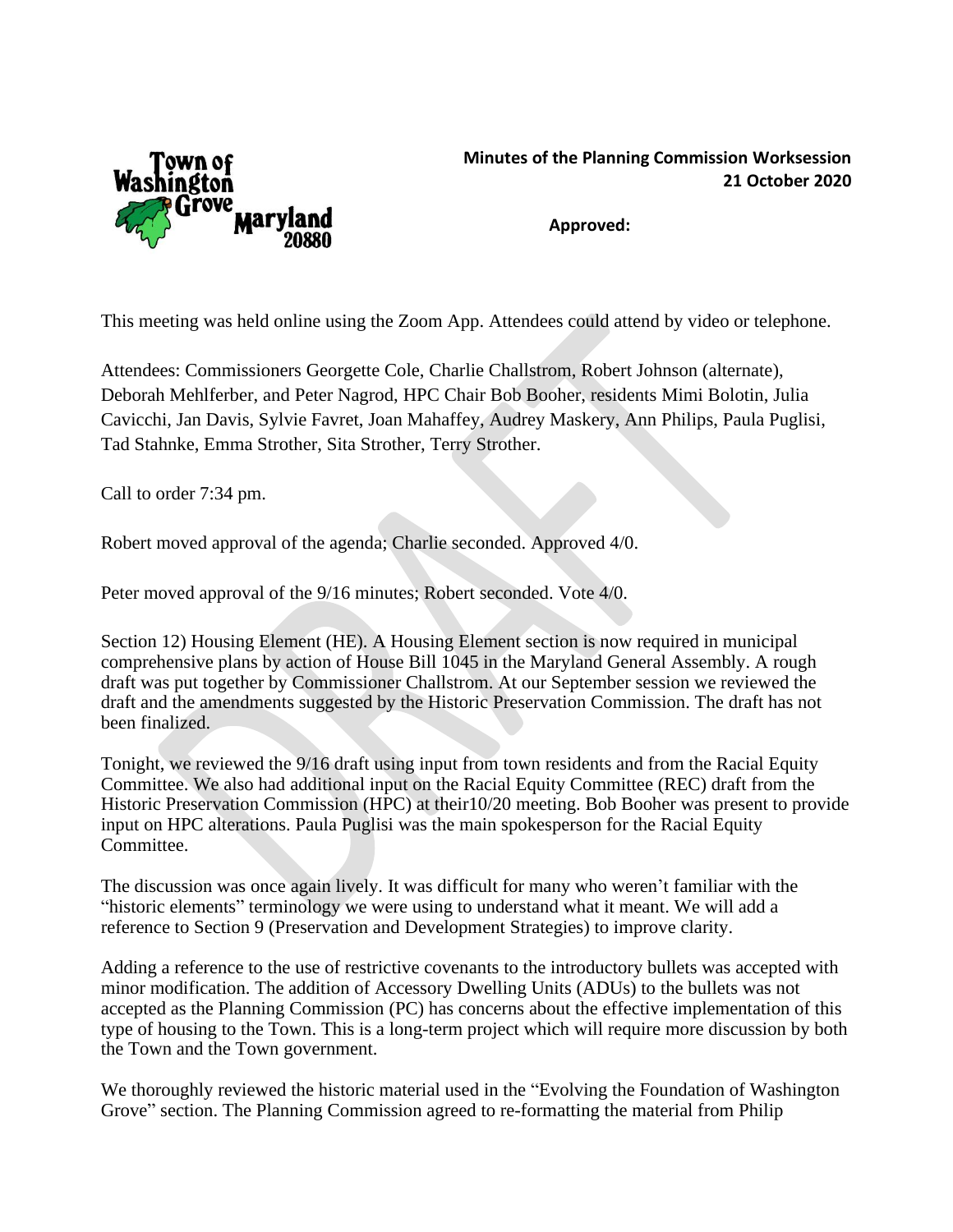Town of Washington Grove Maryland 20880

**Minutes of the Planning Commission Worksession**
**21 October 2020**

**Approved:**

This meeting was held online using the Zoom App. Attendees could attend by video or telephone.

Attendees: Commissioners Georgette Cole, Charlie Challstrom, Robert Johnson (alternate), Deborah Mehlferber, and Peter Nagrod, HPC Chair Bob Booher, residents Mimi Bolotin, Julia Cavicchi, Jan Davis, Sylvie Favret, Joan Mahaffey, Audrey Maskery, Ann Philips, Paula Puglisi, Tad Stahnke, Emma Strother, Sita Strother, Terry Strother.

Call to order 7:34 pm.

Robert moved approval of the agenda; Charlie seconded. Approved 4/0.

Peter moved approval of the 9/16 minutes; Robert seconded. Vote 4/0.

Section 12) Housing Element (HE). A Housing Element section is now required in municipal comprehensive plans by action of House Bill 1045 in the Maryland General Assembly. A rough draft was put together by Commissioner Challstrom. At our September session we reviewed the draft and the amendments suggested by the Historic Preservation Commission. The draft has not been finalized.

Tonight, we reviewed the 9/16 draft using input from town residents and from the Racial Equity Committee. We also had additional input on the Racial Equity Committee (REC) draft from the Historic Preservation Commission (HPC) at their10/20 meeting. Bob Booher was present to provide input on HPC alterations. Paula Puglisi was the main spokesperson for the Racial Equity Committee.

The discussion was once again lively. It was difficult for many who weren't familiar with the "historic elements" terminology we were using to understand what it meant. We will add a reference to Section 9 (Preservation and Development Strategies) to improve clarity.

Adding a reference to the use of restrictive covenants to the introductory bullets was accepted with minor modification. The addition of Accessory Dwelling Units (ADUs) to the bullets was not accepted as the Planning Commission (PC) has concerns about the effective implementation of this type of housing to the Town. This is a long-term project which will require more discussion by both the Town and the Town government.

We thoroughly reviewed the historic material used in the "Evolving the Foundation of Washington Grove" section. The Planning Commission agreed to re-formatting the material from Philip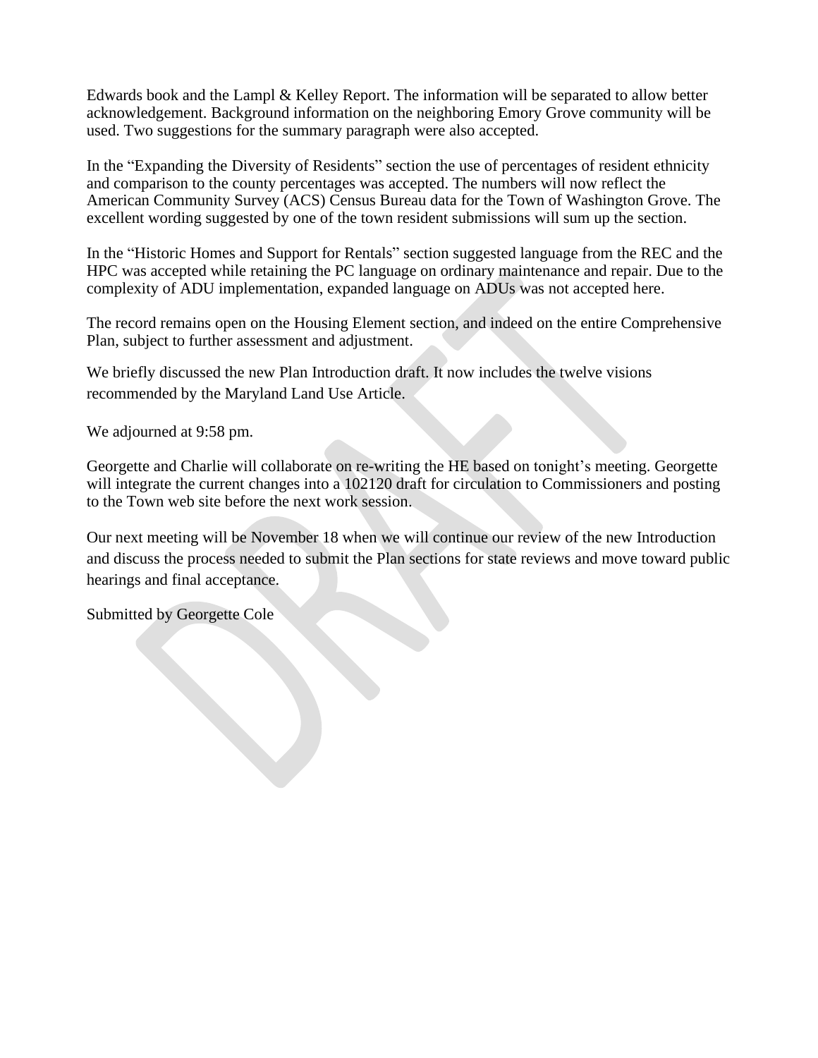Edwards book and the Lampl & Kelley Report. The information will be separated to allow better acknowledgement. Background information on the neighboring Emory Grove community will be used. Two suggestions for the summary paragraph were also accepted.

In the "Expanding the Diversity of Residents" section the use of percentages of resident ethnicity and comparison to the county percentages was accepted. The numbers will now reflect the American Community Survey (ACS) Census Bureau data for the Town of Washington Grove. The excellent wording suggested by one of the town resident submissions will sum up the section.

In the "Historic Homes and Support for Rentals" section suggested language from the REC and the HPC was accepted while retaining the PC language on ordinary maintenance and repair. Due to the complexity of ADU implementation, expanded language on ADUs was not accepted here.

The record remains open on the Housing Element section, and indeed on the entire Comprehensive Plan, subject to further assessment and adjustment.

We briefly discussed the new Plan Introduction draft. It now includes the twelve visions recommended by the Maryland Land Use Article.

We adjourned at 9:58 pm.

Georgette and Charlie will collaborate on re-writing the HE based on tonight's meeting. Georgette will integrate the current changes into a 102120 draft for circulation to Commissioners and posting to the Town web site before the next work session.

Our next meeting will be November 18 when we will continue our review of the new Introduction and discuss the process needed to submit the Plan sections for state reviews and move toward public hearings and final acceptance.

Submitted by Georgette Cole